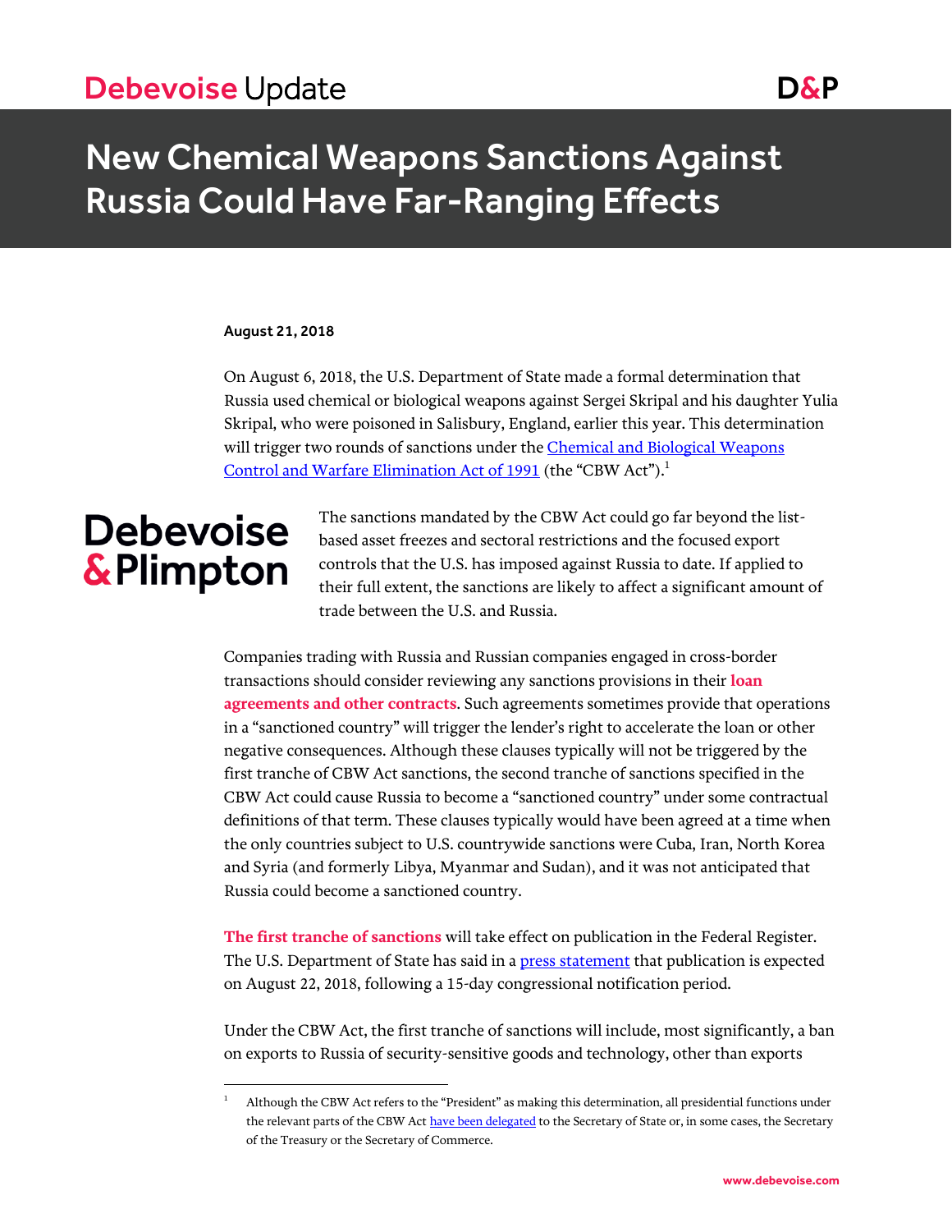Debevoise Update

# New Chemical Weapons Sanctions Against Russia Could Have Far-Ranging Effects

**August 21, 2018**

On August 6, 2018, the U.S. Department of State made a formal determination that Russia used chemical or biological weapons against Sergei Skripal and his daughter Yulia Skripal, who were poisoned in Salisbury, England, earlier this year. This determination will trigger two rounds of sanctions under the Chemical and Biological Weapons Control and Warfare Elimination Act of 1991 (the "CBW Act").[1]

The sanctions mandated by the CBW Act could go far beyond the list-based asset freezes and sectoral restrictions and the focused export controls that the U.S. has imposed against Russia to date. If applied to their full extent, the sanctions are likely to affect a significant amount of trade between the U.S. and Russia.

Companies trading with Russia and Russian companies engaged in cross-border transactions should consider reviewing any sanctions provisions in their **loan agreements and other contracts**. Such agreements sometimes provide that operations in a "sanctioned country" will trigger the lender's right to accelerate the loan or other negative consequences. Although these clauses typically will not be triggered by the first tranche of CBW Act sanctions, the second tranche of sanctions specified in the CBW Act could cause Russia to become a "sanctioned country" under some contractual definitions of that term. These clauses typically would have been agreed at a time when the only countries subject to U.S. countrywide sanctions were Cuba, Iran, North Korea and Syria (and formerly Libya, Myanmar and Sudan), and it was not anticipated that Russia could become a sanctioned country.

**The first tranche of sanctions** will take effect on publication in the Federal Register. The U.S. Department of State has said in a press statement that publication is expected on August 22, 2018, following a 15-day congressional notification period.

Under the CBW Act, the first tranche of sanctions will include, most significantly, a ban on exports to Russia of security-sensitive goods and technology, other than exports

---

[1] Although the CBW Act refers to the "President" as making this determination, all presidential functions under the relevant parts of the CBW Act have been delegated to the Secretary of State or, in some cases, the Secretary of the Treasury or the Secretary of Commerce.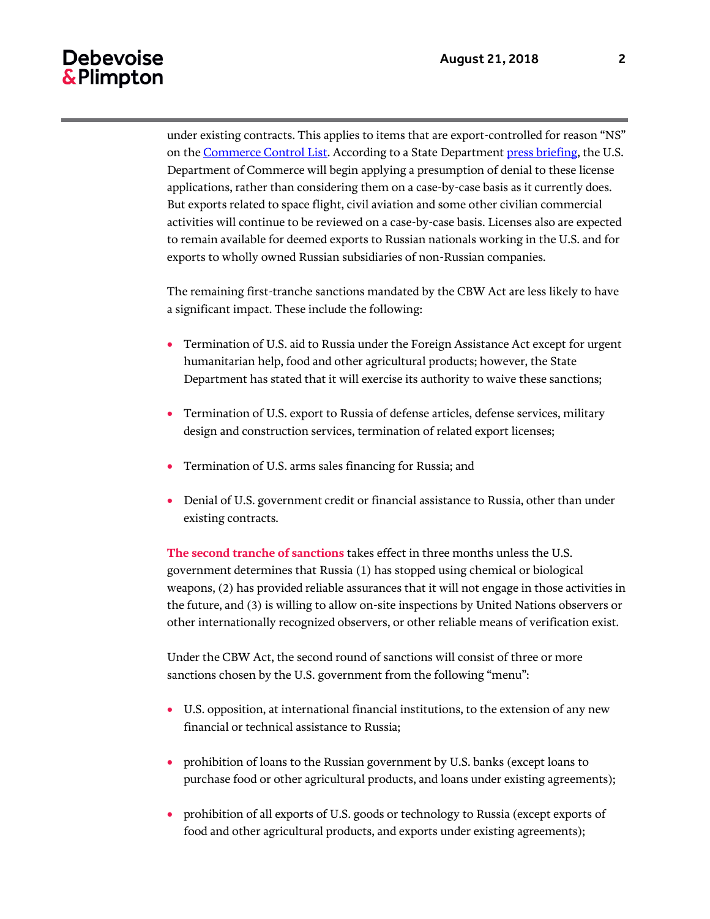under existing contracts. This applies to items that are export-controlled for reason "NS" on the Commerce Control List. According to a State Department press briefing, the U.S. Department of Commerce will begin applying a presumption of denial to these license applications, rather than considering them on a case-by-case basis as it currently does. But exports related to space flight, civil aviation and some other civilian commercial activities will continue to be reviewed on a case-by-case basis. Licenses also are expected to remain available for deemed exports to Russian nationals working in the U.S. and for exports to wholly owned Russian subsidiaries of non-Russian companies.

The remaining first-tranche sanctions mandated by the CBW Act are less likely to have a significant impact. These include the following:

- Termination of U.S. aid to Russia under the Foreign Assistance Act except for urgent humanitarian help, food and other agricultural products; however, the State Department has stated that it will exercise its authority to waive these sanctions;
- Termination of U.S. export to Russia of defense articles, defense services, military design and construction services, termination of related export licenses;
- Termination of U.S. arms sales financing for Russia; and
- Denial of U.S. government credit or financial assistance to Russia, other than under existing contracts.

**The second tranche of sanctions** takes effect in three months unless the U.S. government determines that Russia (1) has stopped using chemical or biological weapons, (2) has provided reliable assurances that it will not engage in those activities in the future, and (3) is willing to allow on-site inspections by United Nations observers or other internationally recognized observers, or other reliable means of verification exist.

Under the CBW Act, the second round of sanctions will consist of three or more sanctions chosen by the U.S. government from the following "menu":

- U.S. opposition, at international financial institutions, to the extension of any new financial or technical assistance to Russia;
- prohibition of loans to the Russian government by U.S. banks (except loans to purchase food or other agricultural products, and loans under existing agreements);
- prohibition of all exports of U.S. goods or technology to Russia (except exports of food and other agricultural products, and exports under existing agreements);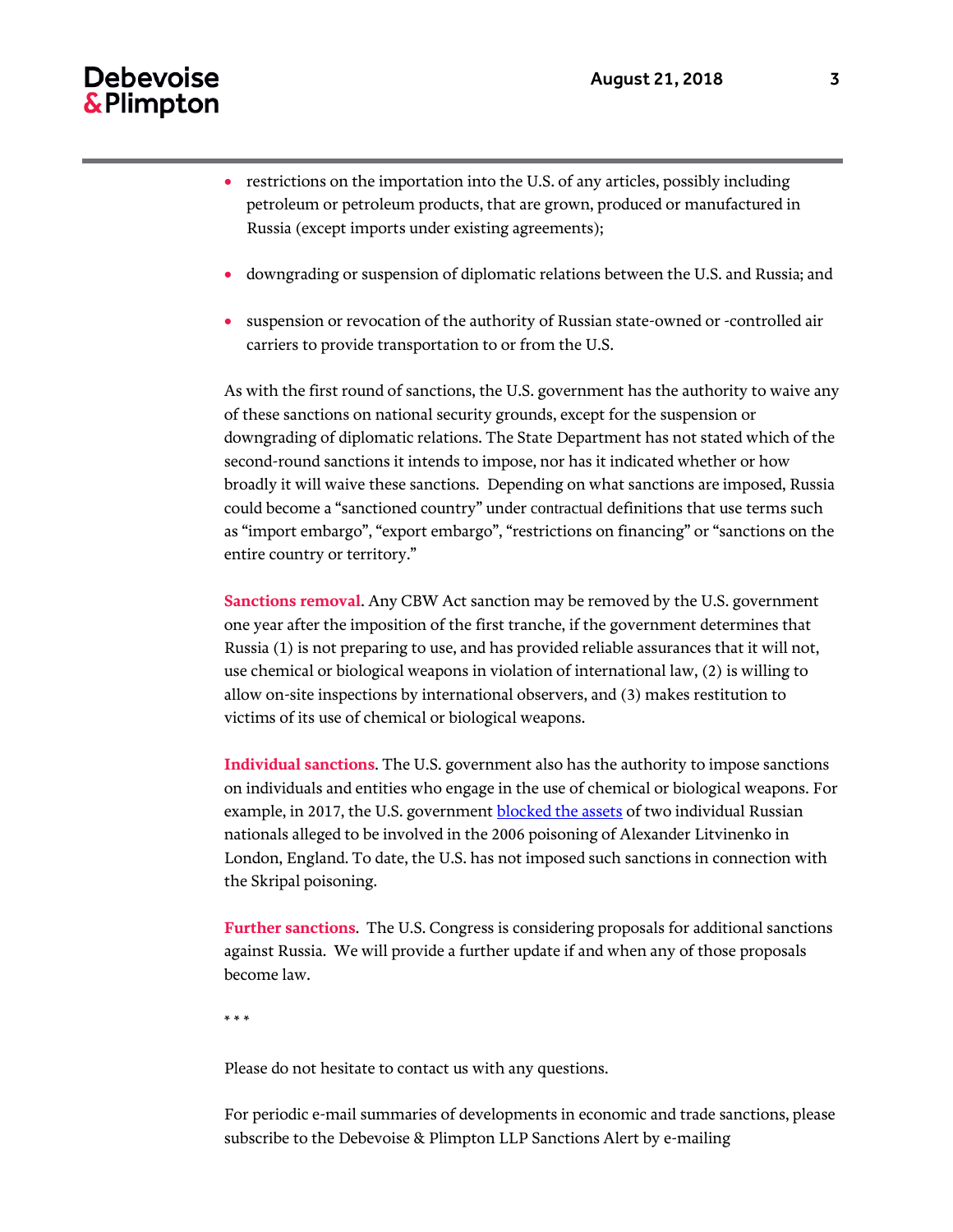- restrictions on the importation into the U.S. of any articles, possibly including petroleum or petroleum products, that are grown, produced or manufactured in Russia (except imports under existing agreements);
- downgrading or suspension of diplomatic relations between the U.S. and Russia; and
- suspension or revocation of the authority of Russian state-owned or -controlled air carriers to provide transportation to or from the U.S.

As with the first round of sanctions, the U.S. government has the authority to waive any of these sanctions on national security grounds, except for the suspension or downgrading of diplomatic relations. The State Department has not stated which of the second-round sanctions it intends to impose, nor has it indicated whether or how broadly it will waive these sanctions. Depending on what sanctions are imposed, Russia could become a "sanctioned country" under contractual definitions that use terms such as "import embargo", "export embargo", "restrictions on financing" or "sanctions on the entire country or territory."

**Sanctions removal**. Any CBW Act sanction may be removed by the U.S. government one year after the imposition of the first tranche, if the government determines that Russia (1) is not preparing to use, and has provided reliable assurances that it will not, use chemical or biological weapons in violation of international law, (2) is willing to allow on-site inspections by international observers, and (3) makes restitution to victims of its use of chemical or biological weapons.

**Individual sanctions**. The U.S. government also has the authority to impose sanctions on individuals and entities who engage in the use of chemical or biological weapons. For example, in 2017, the U.S. government blocked the assets of two individual Russian nationals alleged to be involved in the 2006 poisoning of Alexander Litvinenko in London, England. To date, the U.S. has not imposed such sanctions in connection with the Skripal poisoning.

**Further sanctions**. The U.S. Congress is considering proposals for additional sanctions against Russia. We will provide a further update if and when any of those proposals become law.

* * *

Please do not hesitate to contact us with any questions.

For periodic e-mail summaries of developments in economic and trade sanctions, please subscribe to the Debevoise & Plimpton LLP Sanctions Alert by e-mailing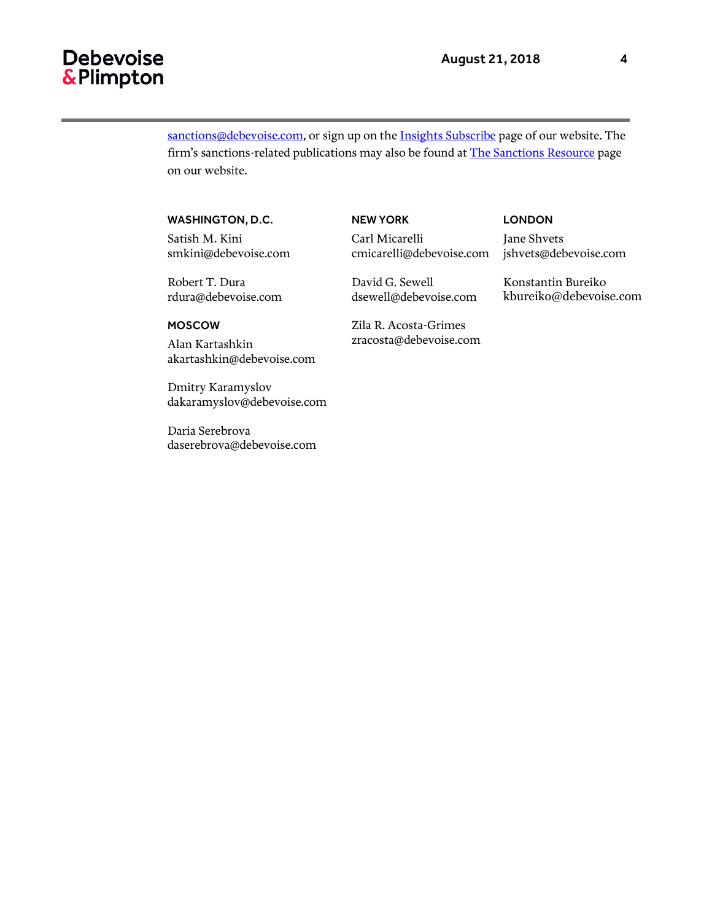sanctions@debevoise.com, or sign up on the Insights Subscribe page of our website. The firm's sanctions-related publications may also be found at The Sanctions Resource page on our website.

**WASHINGTON, D.C.**

Satish M. Kini
smkini@debevoise.com

Robert T. Dura
rdura@debevoise.com

**MOSCOW**

Alan Kartashkin
akartashkin@debevoise.com

Dmitry Karamyslov
dakaramyslov@debevoise.com

Daria Serebrova
daserebrova@debevoise.com

**NEW YORK**

Carl Micarelli
cmicarelli@debevoise.com

David G. Sewell
dsewell@debevoise.com

Zila R. Acosta-Grimes
zracosta@debevoise.com

**LONDON**

Jane Shvets
jshvets@debevoise.com

Konstantin Bureiko
kbureiko@debevoise.com